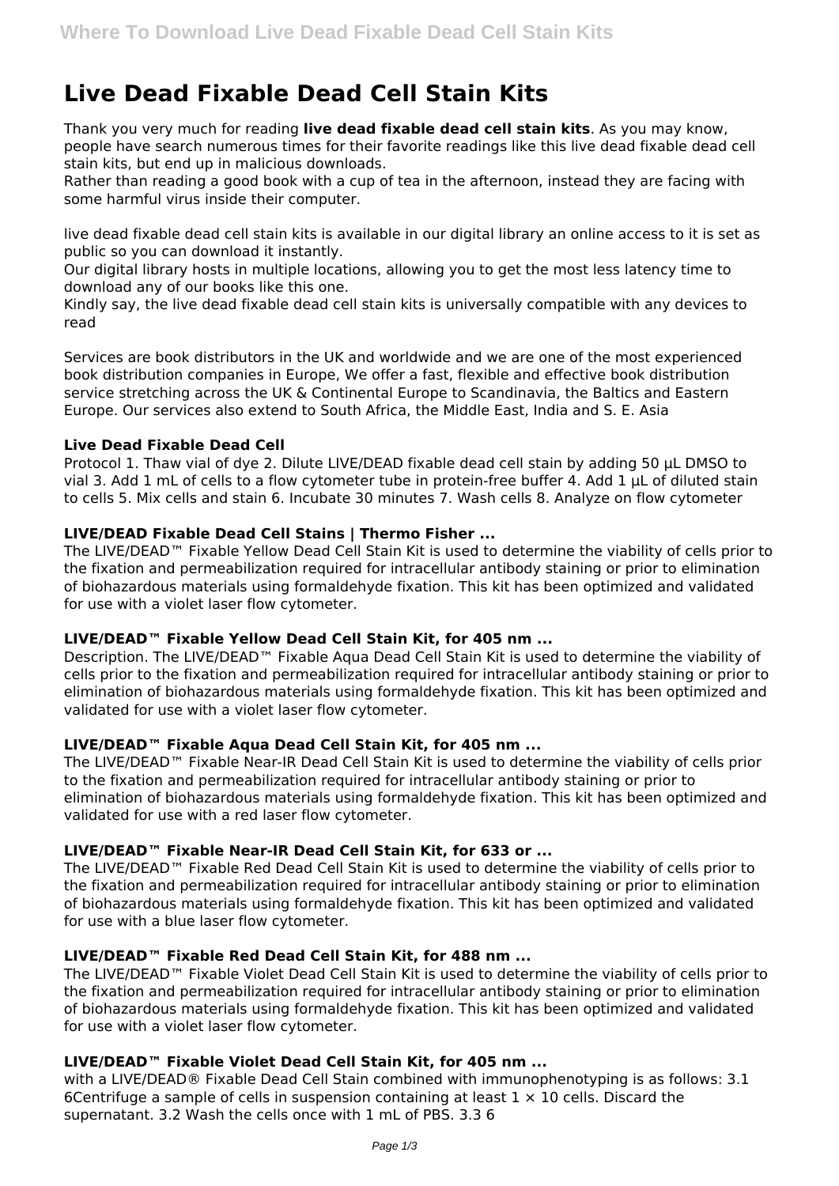# Live Dead Fixable Dead Cell Stain Kits

Thank you very much for reading **live dead fixable dead cell stain kits**. As you may know, people have search numerous times for their favorite readings like this live dead fixable dead cell stain kits, but end up in malicious downloads.

Rather than reading a good book with a cup of tea in the afternoon, instead they are facing with some harmful virus inside their computer.

live dead fixable dead cell stain kits is available in our digital library an online access to it is set as public so you can download it instantly.

Our digital library hosts in multiple locations, allowing you to get the most less latency time to download any of our books like this one.

Kindly say, the live dead fixable dead cell stain kits is universally compatible with any devices to read

Services are book distributors in the UK and worldwide and we are one of the most experienced book distribution companies in Europe, We offer a fast, flexible and effective book distribution service stretching across the UK & Continental Europe to Scandinavia, the Baltics and Eastern Europe. Our services also extend to South Africa, the Middle East, India and S. E. Asia

### Live Dead Fixable Dead Cell

Protocol 1. Thaw vial of dye 2. Dilute LIVE/DEAD fixable dead cell stain by adding 50 µL DMSO to vial 3. Add 1 mL of cells to a flow cytometer tube in protein-free buffer 4. Add 1 µL of diluted stain to cells 5. Mix cells and stain 6. Incubate 30 minutes 7. Wash cells 8. Analyze on flow cytometer

### LIVE/DEAD Fixable Dead Cell Stains | Thermo Fisher ...

The LIVE/DEAD™ Fixable Yellow Dead Cell Stain Kit is used to determine the viability of cells prior to the fixation and permeabilization required for intracellular antibody staining or prior to elimination of biohazardous materials using formaldehyde fixation. This kit has been optimized and validated for use with a violet laser flow cytometer.

### LIVE/DEAD™ Fixable Yellow Dead Cell Stain Kit, for 405 nm ...

Description. The LIVE/DEAD™ Fixable Aqua Dead Cell Stain Kit is used to determine the viability of cells prior to the fixation and permeabilization required for intracellular antibody staining or prior to elimination of biohazardous materials using formaldehyde fixation. This kit has been optimized and validated for use with a violet laser flow cytometer.

### LIVE/DEAD™ Fixable Aqua Dead Cell Stain Kit, for 405 nm ...

The LIVE/DEAD™ Fixable Near-IR Dead Cell Stain Kit is used to determine the viability of cells prior to the fixation and permeabilization required for intracellular antibody staining or prior to elimination of biohazardous materials using formaldehyde fixation. This kit has been optimized and validated for use with a red laser flow cytometer.

### LIVE/DEAD™ Fixable Near-IR Dead Cell Stain Kit, for 633 or ...

The LIVE/DEAD™ Fixable Red Dead Cell Stain Kit is used to determine the viability of cells prior to the fixation and permeabilization required for intracellular antibody staining or prior to elimination of biohazardous materials using formaldehyde fixation. This kit has been optimized and validated for use with a blue laser flow cytometer.

### LIVE/DEAD™ Fixable Red Dead Cell Stain Kit, for 488 nm ...

The LIVE/DEAD™ Fixable Violet Dead Cell Stain Kit is used to determine the viability of cells prior to the fixation and permeabilization required for intracellular antibody staining or prior to elimination of biohazardous materials using formaldehyde fixation. This kit has been optimized and validated for use with a violet laser flow cytometer.

### LIVE/DEAD™ Fixable Violet Dead Cell Stain Kit, for 405 nm ...

with a LIVE/DEAD® Fixable Dead Cell Stain combined with immunophenotyping is as follows: 3.1 Centrifuge a sample of cells in suspension containing at least $1 \times 10^6$ cells. Discard the supernatant. 3.2 Wash the cells once with 1 mL of PBS. 3.3 6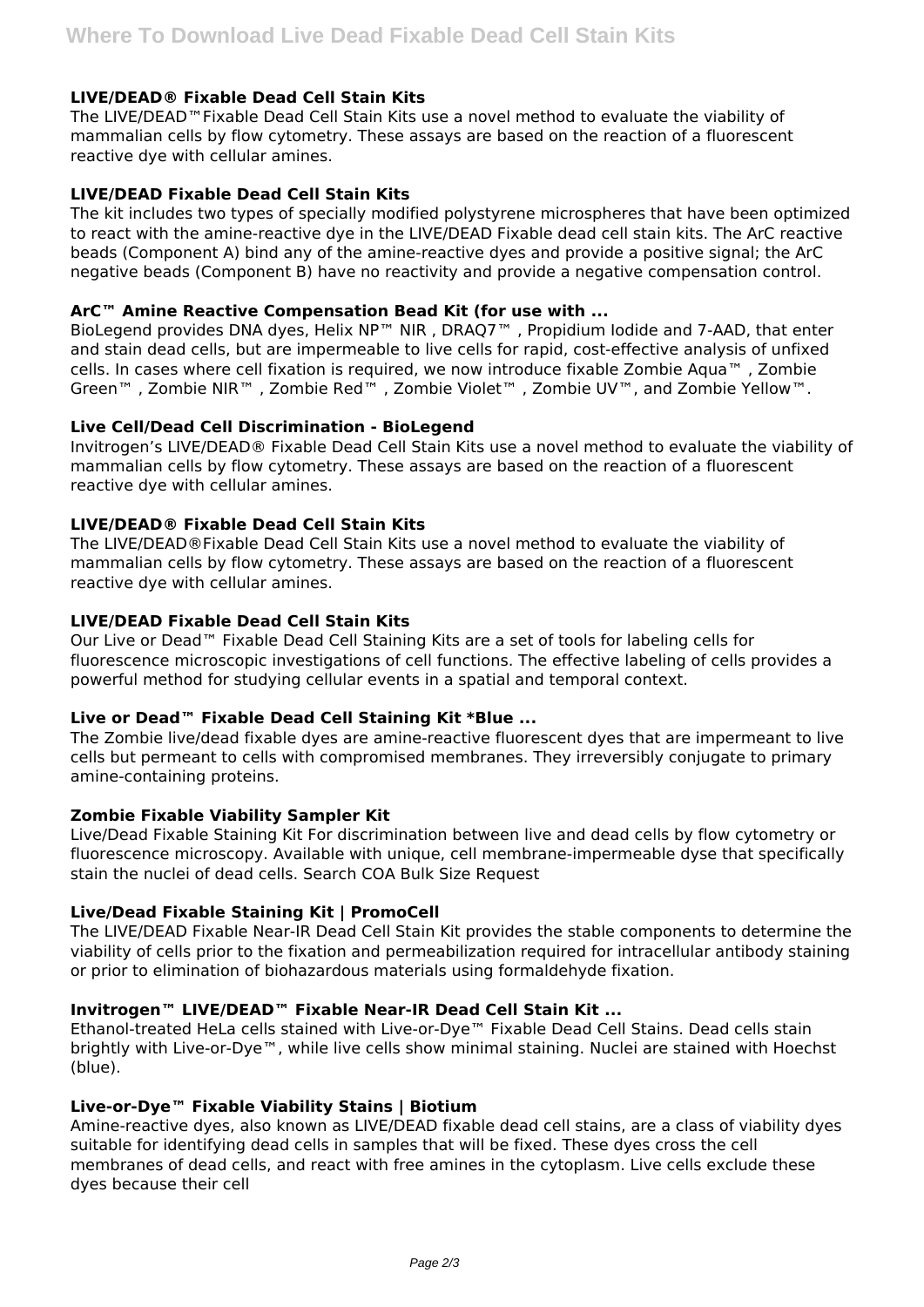### LIVE/DEAD® Fixable Dead Cell Stain Kits

The LIVE/DEAD™Fixable Dead Cell Stain Kits use a novel method to evaluate the viability of mammalian cells by flow cytometry. These assays are based on the reaction of a fluorescent reactive dye with cellular amines.

### LIVE/DEAD Fixable Dead Cell Stain Kits

The kit includes two types of specially modified polystyrene microspheres that have been optimized to react with the amine-reactive dye in the LIVE/DEAD Fixable dead cell stain kits. The ArC reactive beads (Component A) bind any of the amine-reactive dyes and provide a positive signal; the ArC negative beads (Component B) have no reactivity and provide a negative compensation control.

### ArC™ Amine Reactive Compensation Bead Kit (for use with ...

BioLegend provides DNA dyes, Helix NP™ NIR , DRAQ7™ , Propidium Iodide and 7-AAD, that enter and stain dead cells, but are impermeable to live cells for rapid, cost-effective analysis of unfixed cells. In cases where cell fixation is required, we now introduce fixable Zombie Aqua™ , Zombie Green™ , Zombie NIR™ , Zombie Red™ , Zombie Violet™ , Zombie UV™, and Zombie Yellow™.

### Live Cell/Dead Cell Discrimination - BioLegend

Invitrogen's LIVE/DEAD® Fixable Dead Cell Stain Kits use a novel method to evaluate the viability of mammalian cells by flow cytometry. These assays are based on the reaction of a fluorescent reactive dye with cellular amines.

### LIVE/DEAD® Fixable Dead Cell Stain Kits

The LIVE/DEAD®Fixable Dead Cell Stain Kits use a novel method to evaluate the viability of mammalian cells by flow cytometry. These assays are based on the reaction of a fluorescent reactive dye with cellular amines.

### LIVE/DEAD Fixable Dead Cell Stain Kits

Our Live or Dead™ Fixable Dead Cell Staining Kits are a set of tools for labeling cells for fluorescence microscopic investigations of cell functions. The effective labeling of cells provides a powerful method for studying cellular events in a spatial and temporal context.

### Live or Dead™ Fixable Dead Cell Staining Kit *Blue ...

The Zombie live/dead fixable dyes are amine-reactive fluorescent dyes that are impermeant to live cells but permeant to cells with compromised membranes. They irreversibly conjugate to primary amine-containing proteins.

### Zombie Fixable Viability Sampler Kit

Live/Dead Fixable Staining Kit For discrimination between live and dead cells by flow cytometry or fluorescence microscopy. Available with unique, cell membrane-impermeable dyse that specifically stain the nuclei of dead cells. Search COA Bulk Size Request

### Live/Dead Fixable Staining Kit | PromoCell

The LIVE/DEAD Fixable Near-IR Dead Cell Stain Kit provides the stable components to determine the viability of cells prior to the fixation and permeabilization required for intracellular antibody staining or prior to elimination of biohazardous materials using formaldehyde fixation.

### Invitrogen™ LIVE/DEAD™ Fixable Near-IR Dead Cell Stain Kit ...

Ethanol-treated HeLa cells stained with Live-or-Dye™ Fixable Dead Cell Stains. Dead cells stain brightly with Live-or-Dye™, while live cells show minimal staining. Nuclei are stained with Hoechst (blue).

### Live-or-Dye™ Fixable Viability Stains | Biotium

Amine-reactive dyes, also known as LIVE/DEAD fixable dead cell stains, are a class of viability dyes suitable for identifying dead cells in samples that will be fixed. These dyes cross the cell membranes of dead cells, and react with free amines in the cytoplasm. Live cells exclude these dyes because their cell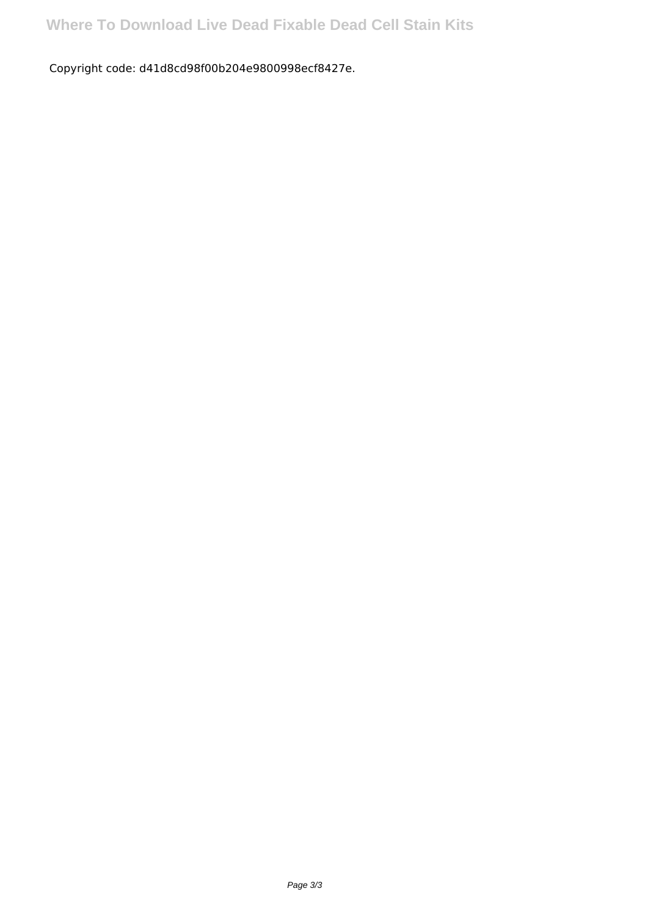Copyright code: d41d8cd98f00b204e9800998ecf8427e.